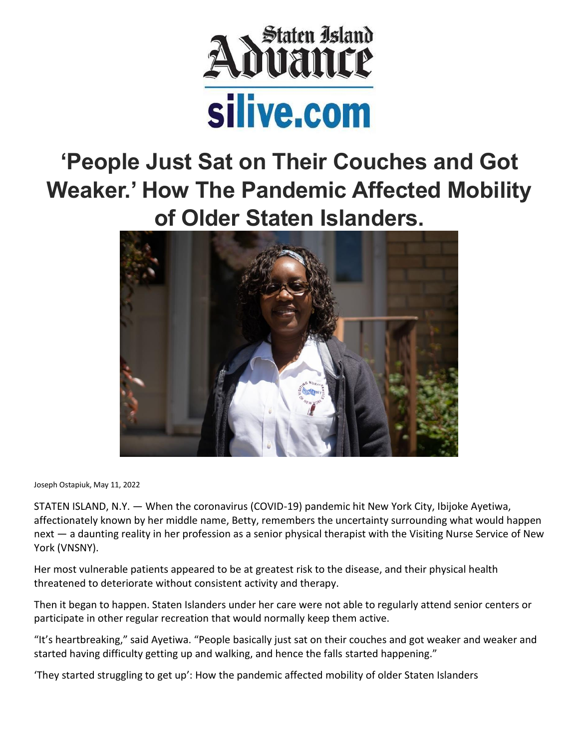Staten Island Advance

silive.com

# 'People Just Sat on Their Couches and Got Weaker.' How The Pandemic Affected Mobility of Older Staten Islanders.

Joseph Ostapiuk, May 11, 2022

STATEN ISLAND, N.Y. — When the coronavirus (COVID-19) pandemic hit New York City, Ibijoke Ayetiwa, affectionately known by her middle name, Betty, remembers the uncertainty surrounding what would happen next — a daunting reality in her profession as a senior physical therapist with the Visiting Nurse Service of New York (VNSNY).

Her most vulnerable patients appeared to be at greatest risk to the disease, and their physical health threatened to deteriorate without consistent activity and therapy.

Then it began to happen. Staten Islanders under her care were not able to regularly attend senior centers or participate in other regular recreation that would normally keep them active.

"It's heartbreaking," said Ayetiwa. "People basically just sat on their couches and got weaker and weaker and started having difficulty getting up and walking, and hence the falls started happening."

'They started struggling to get up': How the pandemic affected mobility of older Staten Islanders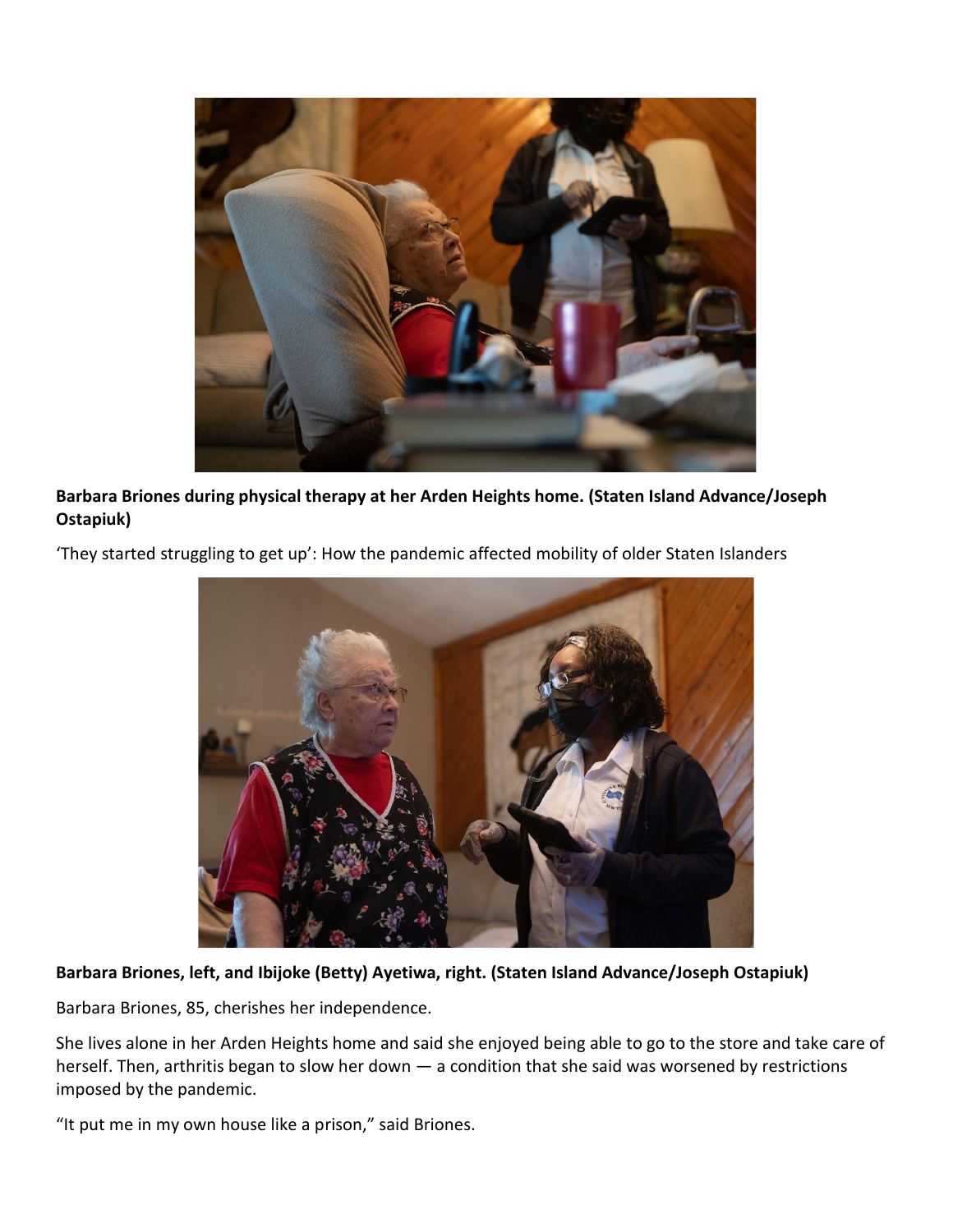**Barbara Briones during physical therapy at her Arden Heights home. (Staten Island Advance/Joseph Ostapiuk)**

'They started struggling to get up': How the pandemic affected mobility of older Staten Islanders

**Barbara Briones, left, and Ibijoke (Betty) Ayetiwa, right. (Staten Island Advance/Joseph Ostapiuk)**

Barbara Briones, 85, cherishes her independence.

She lives alone in her Arden Heights home and said she enjoyed being able to go to the store and take care of herself. Then, arthritis began to slow her down — a condition that she said was worsened by restrictions imposed by the pandemic.

"It put me in my own house like a prison," said Briones.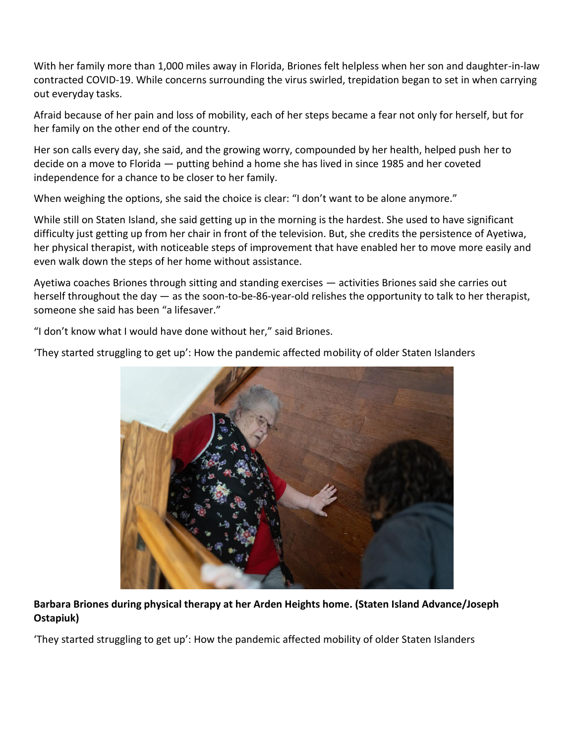With her family more than 1,000 miles away in Florida, Briones felt helpless when her son and daughter-in-law contracted COVID-19. While concerns surrounding the virus swirled, trepidation began to set in when carrying out everyday tasks.

Afraid because of her pain and loss of mobility, each of her steps became a fear not only for herself, but for her family on the other end of the country.

Her son calls every day, she said, and the growing worry, compounded by her health, helped push her to decide on a move to Florida — putting behind a home she has lived in since 1985 and her coveted independence for a chance to be closer to her family.

When weighing the options, she said the choice is clear: "I don't want to be alone anymore."

While still on Staten Island, she said getting up in the morning is the hardest. She used to have significant difficulty just getting up from her chair in front of the television. But, she credits the persistence of Ayetiwa, her physical therapist, with noticeable steps of improvement that have enabled her to move more easily and even walk down the steps of her home without assistance.

Ayetiwa coaches Briones through sitting and standing exercises — activities Briones said she carries out herself throughout the day — as the soon-to-be-86-year-old relishes the opportunity to talk to her therapist, someone she said has been "a lifesaver."

"I don't know what I would have done without her," said Briones.

'They started struggling to get up': How the pandemic affected mobility of older Staten Islanders

**Barbara Briones during physical therapy at her Arden Heights home. (Staten Island Advance/Joseph Ostapiuk)**

'They started struggling to get up': How the pandemic affected mobility of older Staten Islanders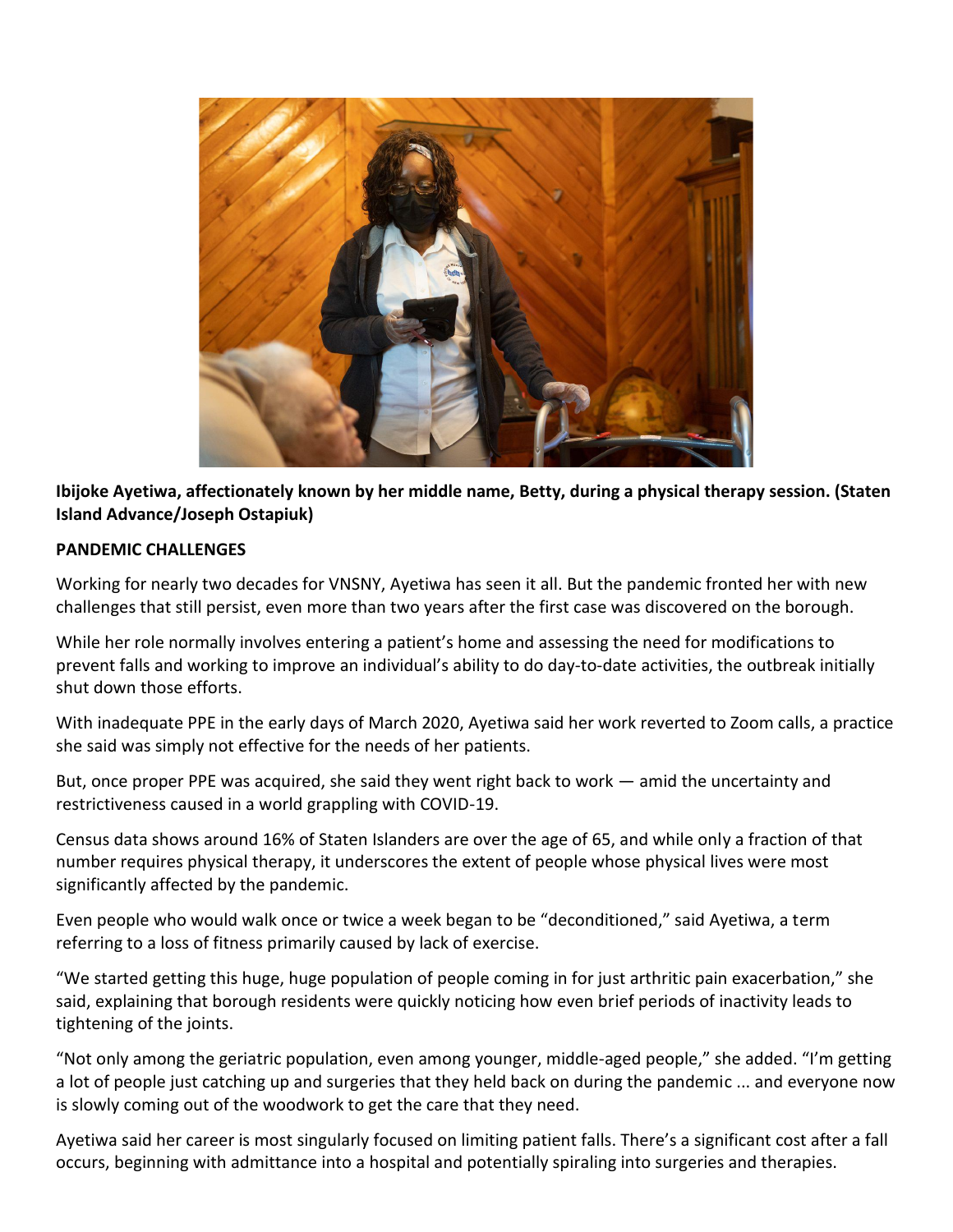**Ibijoke Ayetiwa, affectionately known by her middle name, Betty, during a physical therapy session. (Staten Island Advance/Joseph Ostapiuk)**

**PANDEMIC CHALLENGES**

Working for nearly two decades for VNSNY, Ayetiwa has seen it all. But the pandemic fronted her with new challenges that still persist, even more than two years after the first case was discovered on the borough.

While her role normally involves entering a patient's home and assessing the need for modifications to prevent falls and working to improve an individual's ability to do day-to-date activities, the outbreak initially shut down those efforts.

With inadequate PPE in the early days of March 2020, Ayetiwa said her work reverted to Zoom calls, a practice she said was simply not effective for the needs of her patients.

But, once proper PPE was acquired, she said they went right back to work — amid the uncertainty and restrictiveness caused in a world grappling with COVID-19.

Census data shows around 16% of Staten Islanders are over the age of 65, and while only a fraction of that number requires physical therapy, it underscores the extent of people whose physical lives were most significantly affected by the pandemic.

Even people who would walk once or twice a week began to be "deconditioned," said Ayetiwa, a term referring to a loss of fitness primarily caused by lack of exercise.

"We started getting this huge, huge population of people coming in for just arthritic pain exacerbation," she said, explaining that borough residents were quickly noticing how even brief periods of inactivity leads to tightening of the joints.

"Not only among the geriatric population, even among younger, middle-aged people," she added. "I'm getting a lot of people just catching up and surgeries that they held back on during the pandemic ... and everyone now is slowly coming out of the woodwork to get the care that they need.

Ayetiwa said her career is most singularly focused on limiting patient falls. There's a significant cost after a fall occurs, beginning with admittance into a hospital and potentially spiraling into surgeries and therapies.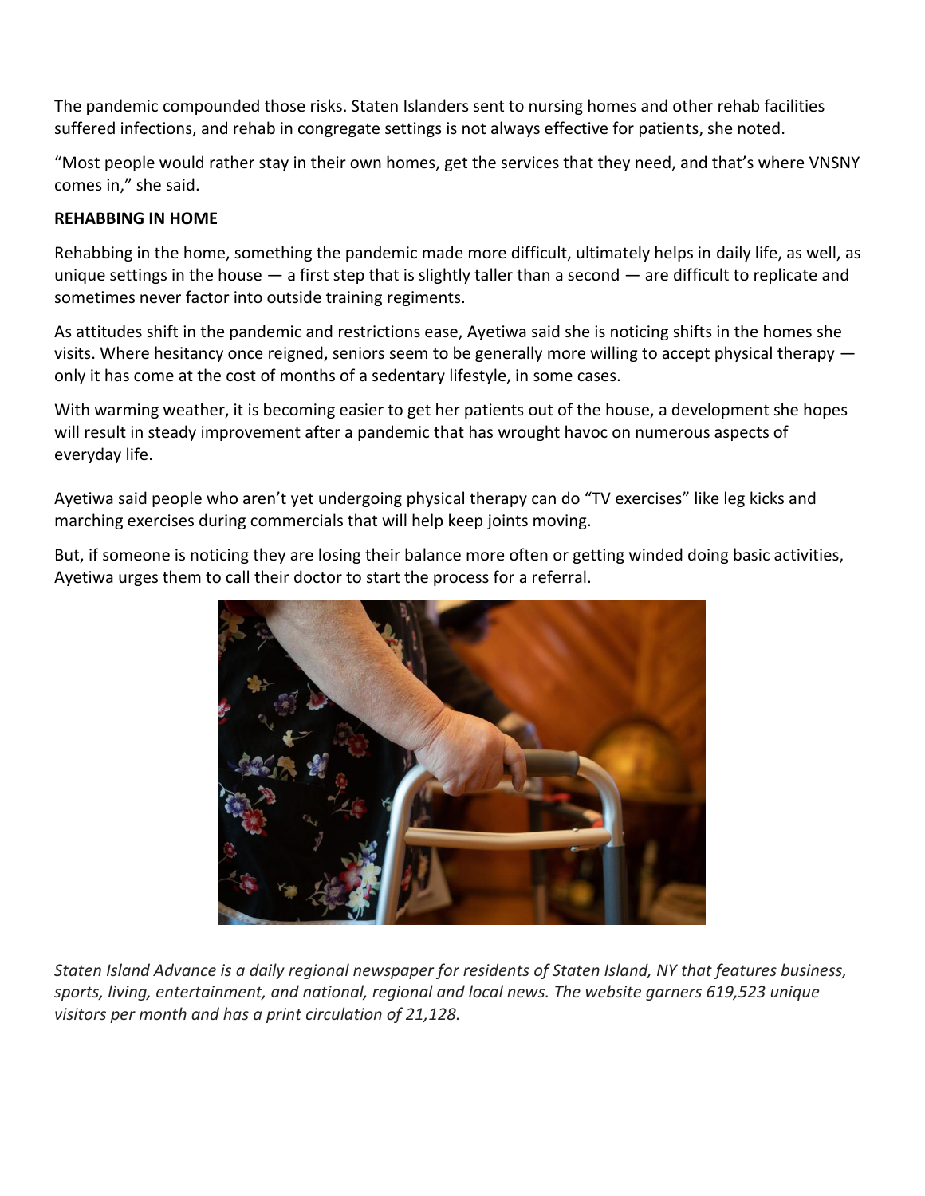The pandemic compounded those risks. Staten Islanders sent to nursing homes and other rehab facilities suffered infections, and rehab in congregate settings is not always effective for patients, she noted.

“Most people would rather stay in their own homes, get the services that they need, and that’s where VNSNY comes in,” she said.

**REHABBING IN HOME**

Rehabbing in the home, something the pandemic made more difficult, ultimately helps in daily life, as well, as unique settings in the house — a first step that is slightly taller than a second — are difficult to replicate and sometimes never factor into outside training regiments.

As attitudes shift in the pandemic and restrictions ease, Ayetiwa said she is noticing shifts in the homes she visits. Where hesitancy once reigned, seniors seem to be generally more willing to accept physical therapy — only it has come at the cost of months of a sedentary lifestyle, in some cases.

With warming weather, it is becoming easier to get her patients out of the house, a development she hopes will result in steady improvement after a pandemic that has wrought havoc on numerous aspects of everyday life.

Ayetiwa said people who aren’t yet undergoing physical therapy can do “TV exercises” like leg kicks and marching exercises during commercials that will help keep joints moving.

But, if someone is noticing they are losing their balance more often or getting winded doing basic activities, Ayetiwa urges them to call their doctor to start the process for a referral.

*Staten Island Advance is a daily regional newspaper for residents of Staten Island, NY that features business, sports, living, entertainment, and national, regional and local news. The website garners 619,523 unique visitors per month and has a print circulation of 21,128.*